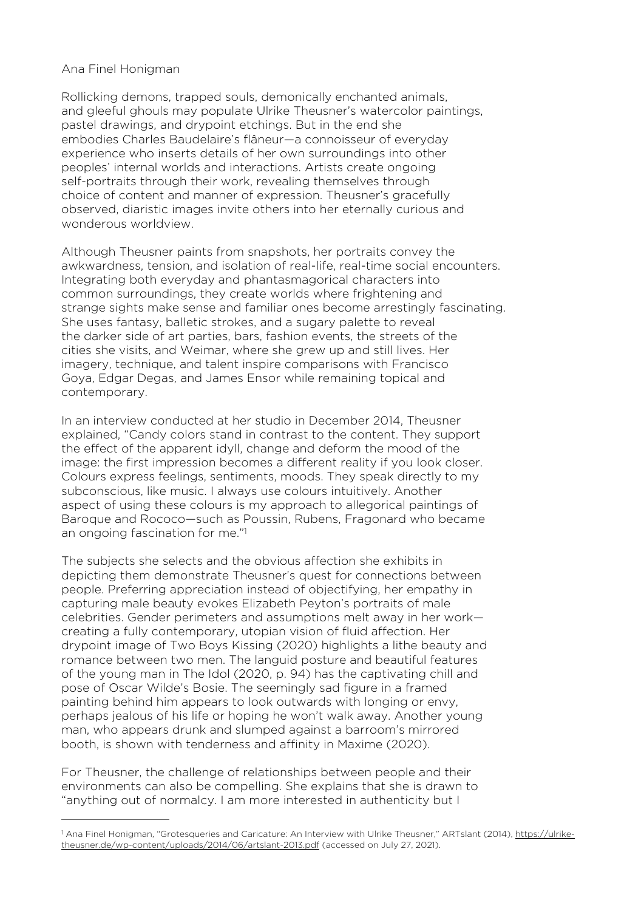Ana Finel Honigman

Rollicking demons, trapped souls, demonically enchanted animals, and gleeful ghouls may populate Ulrike Theusner's watercolor paintings, pastel drawings, and drypoint etchings. But in the end she embodies Charles Baudelaire's flâneur—a connoisseur of everyday experience who inserts details of her own surroundings into other peoples' internal worlds and interactions. Artists create ongoing self-portraits through their work, revealing themselves through choice of content and manner of expression. Theusner's gracefully observed, diaristic images invite others into her eternally curious and wonderous worldview.

Although Theusner paints from snapshots, her portraits convey the awkwardness, tension, and isolation of real-life, real-time social encounters. Integrating both everyday and phantasmagorical characters into common surroundings, they create worlds where frightening and strange sights make sense and familiar ones become arrestingly fascinating. She uses fantasy, balletic strokes, and a sugary palette to reveal the darker side of art parties, bars, fashion events, the streets of the cities she visits, and Weimar, where she grew up and still lives. Her imagery, technique, and talent inspire comparisons with Francisco Goya, Edgar Degas, and James Ensor while remaining topical and contemporary.

In an interview conducted at her studio in December 2014, Theusner explained, "Candy colors stand in contrast to the content. They support the effect of the apparent idyll, change and deform the mood of the image: the first impression becomes a different reality if you look closer. Colours express feelings, sentiments, moods. They speak directly to my subconscious, like music. I always use colours intuitively. Another aspect of using these colours is my approach to allegorical paintings of Baroque and Rococo—such as Poussin, Rubens, Fragonard who became an ongoing fascination for me."[1]

The subjects she selects and the obvious affection she exhibits in depicting them demonstrate Theusner's quest for connections between people. Preferring appreciation instead of objectifying, her empathy in capturing male beauty evokes Elizabeth Peyton's portraits of male celebrities. Gender perimeters and assumptions melt away in her work—creating a fully contemporary, utopian vision of fluid affection. Her drypoint image of Two Boys Kissing (2020) highlights a lithe beauty and romance between two men. The languid posture and beautiful features of the young man in The Idol (2020, p. 94) has the captivating chill and pose of Oscar Wilde's Bosie. The seemingly sad figure in a framed painting behind him appears to look outwards with longing or envy, perhaps jealous of his life or hoping he won't walk away. Another young man, who appears drunk and slumped against a barroom's mirrored booth, is shown with tenderness and affinity in Maxime (2020).

For Theusner, the challenge of relationships between people and their environments can also be compelling. She explains that she is drawn to "anything out of normalcy. I am more interested in authenticity but I

---

[1] Ana Finel Honigman, "Grotesqueries and Caricature: An Interview with Ulrike Theusner," ARTslant (2014), https://ulrike-theusner.de/wp-content/uploads/2014/06/artslant-2013.pdf (accessed on July 27, 2021).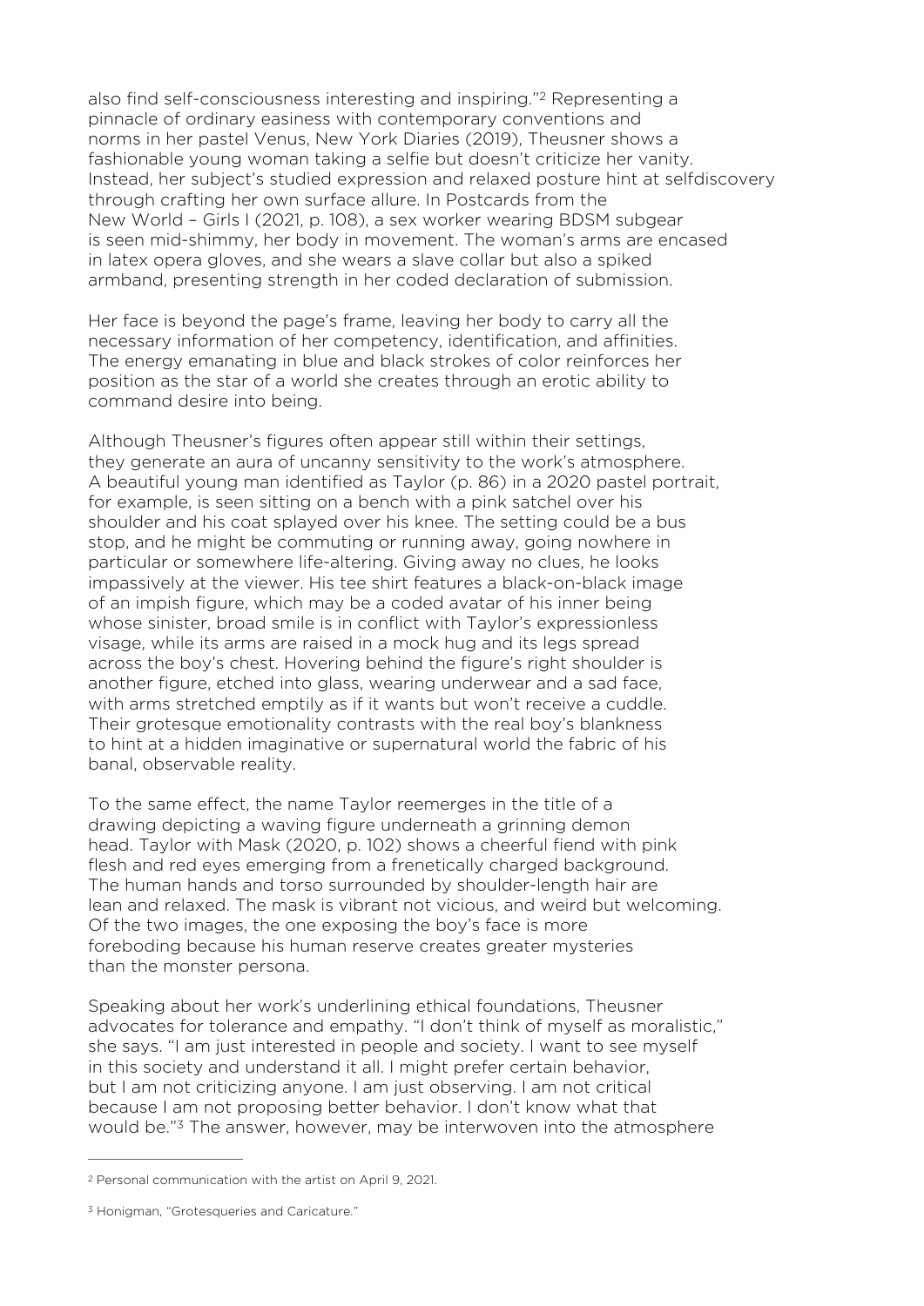also find self-consciousness interesting and inspiring."[2] Representing a pinnacle of ordinary easiness with contemporary conventions and norms in her pastel Venus, New York Diaries (2019), Theusner shows a fashionable young woman taking a selfie but doesn't criticize her vanity. Instead, her subject's studied expression and relaxed posture hint at selfdiscovery through crafting her own surface allure. In Postcards from the New World – Girls I (2021, p. 108), a sex worker wearing BDSM subgear is seen mid-shimmy, her body in movement. The woman's arms are encased in latex opera gloves, and she wears a slave collar but also a spiked armband, presenting strength in her coded declaration of submission.

Her face is beyond the page's frame, leaving her body to carry all the necessary information of her competency, identification, and affinities. The energy emanating in blue and black strokes of color reinforces her position as the star of a world she creates through an erotic ability to command desire into being.

Although Theusner's figures often appear still within their settings, they generate an aura of uncanny sensitivity to the work's atmosphere. A beautiful young man identified as Taylor (p. 86) in a 2020 pastel portrait, for example, is seen sitting on a bench with a pink satchel over his shoulder and his coat splayed over his knee. The setting could be a bus stop, and he might be commuting or running away, going nowhere in particular or somewhere life-altering. Giving away no clues, he looks impassively at the viewer. His tee shirt features a black-on-black image of an impish figure, which may be a coded avatar of his inner being whose sinister, broad smile is in conflict with Taylor's expressionless visage, while its arms are raised in a mock hug and its legs spread across the boy's chest. Hovering behind the figure's right shoulder is another figure, etched into glass, wearing underwear and a sad face, with arms stretched emptily as if it wants but won't receive a cuddle. Their grotesque emotionality contrasts with the real boy's blankness to hint at a hidden imaginative or supernatural world the fabric of his banal, observable reality.

To the same effect, the name Taylor reemerges in the title of a drawing depicting a waving figure underneath a grinning demon head. Taylor with Mask (2020, p. 102) shows a cheerful fiend with pink flesh and red eyes emerging from a frenetically charged background. The human hands and torso surrounded by shoulder-length hair are lean and relaxed. The mask is vibrant not vicious, and weird but welcoming. Of the two images, the one exposing the boy's face is more foreboding because his human reserve creates greater mysteries than the monster persona.

Speaking about her work's underlining ethical foundations, Theusner advocates for tolerance and empathy. "I don't think of myself as moralistic," she says. "I am just interested in people and society. I want to see myself in this society and understand it all. I might prefer certain behavior, but I am not criticizing anyone. I am just observing. I am not critical because I am not proposing better behavior. I don't know what that would be."[3] The answer, however, may be interwoven into the atmosphere

---

[2] Personal communication with the artist on April 9, 2021.

[3] Honigman, "Grotesqueries and Caricature."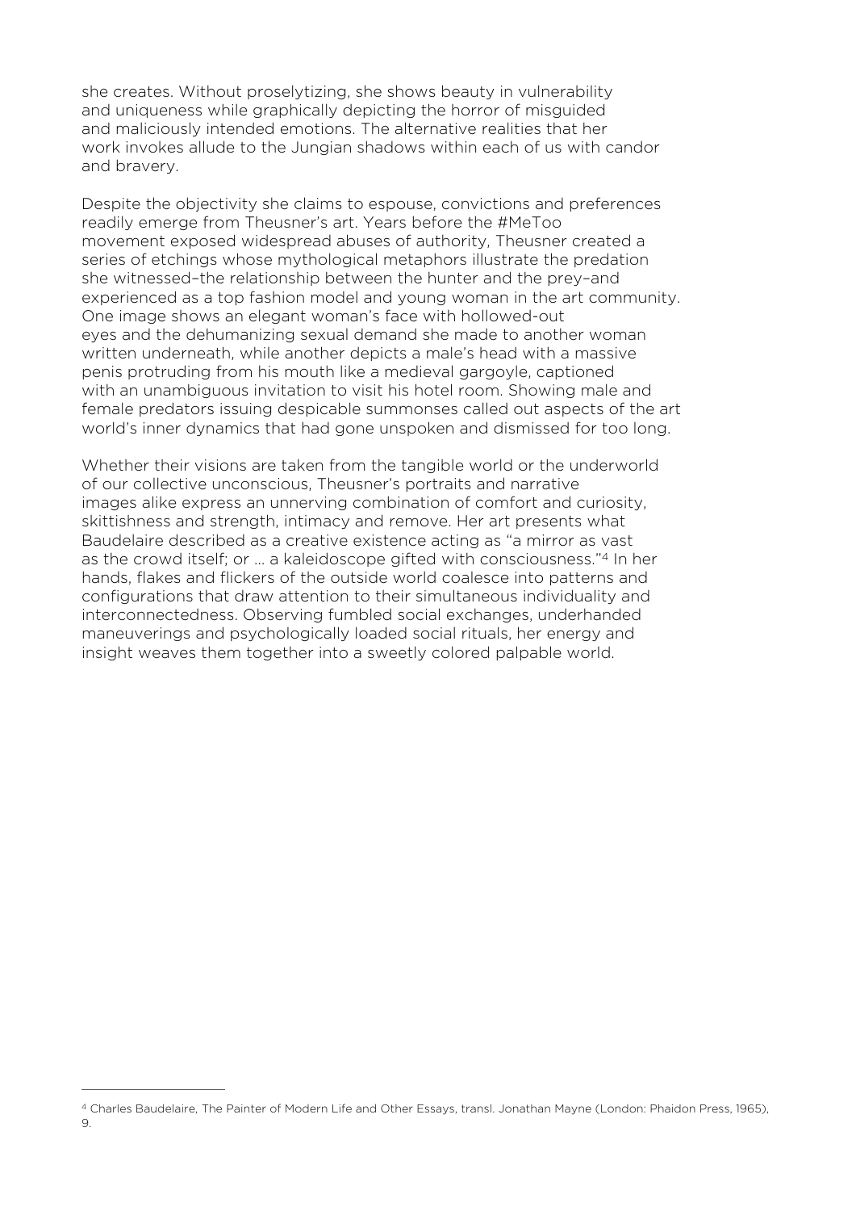she creates. Without proselytizing, she shows beauty in vulnerability and uniqueness while graphically depicting the horror of misguided and maliciously intended emotions. The alternative realities that her work invokes allude to the Jungian shadows within each of us with candor and bravery.

Despite the objectivity she claims to espouse, convictions and preferences readily emerge from Theusner's art. Years before the #MeToo movement exposed widespread abuses of authority, Theusner created a series of etchings whose mythological metaphors illustrate the predation she witnessed–the relationship between the hunter and the prey–and experienced as a top fashion model and young woman in the art community. One image shows an elegant woman's face with hollowed-out eyes and the dehumanizing sexual demand she made to another woman written underneath, while another depicts a male's head with a massive penis protruding from his mouth like a medieval gargoyle, captioned with an unambiguous invitation to visit his hotel room. Showing male and female predators issuing despicable summonses called out aspects of the art world's inner dynamics that had gone unspoken and dismissed for too long.

Whether their visions are taken from the tangible world or the underworld of our collective unconscious, Theusner's portraits and narrative images alike express an unnerving combination of comfort and curiosity, skittishness and strength, intimacy and remove. Her art presents what Baudelaire described as a creative existence acting as "a mirror as vast as the crowd itself; or … a kaleidoscope gifted with consciousness."[4] In her hands, flakes and flickers of the outside world coalesce into patterns and configurations that draw attention to their simultaneous individuality and interconnectedness. Observing fumbled social exchanges, underhanded maneuverings and psychologically loaded social rituals, her energy and insight weaves them together into a sweetly colored palpable world.

---

[4] Charles Baudelaire, The Painter of Modern Life and Other Essays, transl. Jonathan Mayne (London: Phaidon Press, 1965), 9.